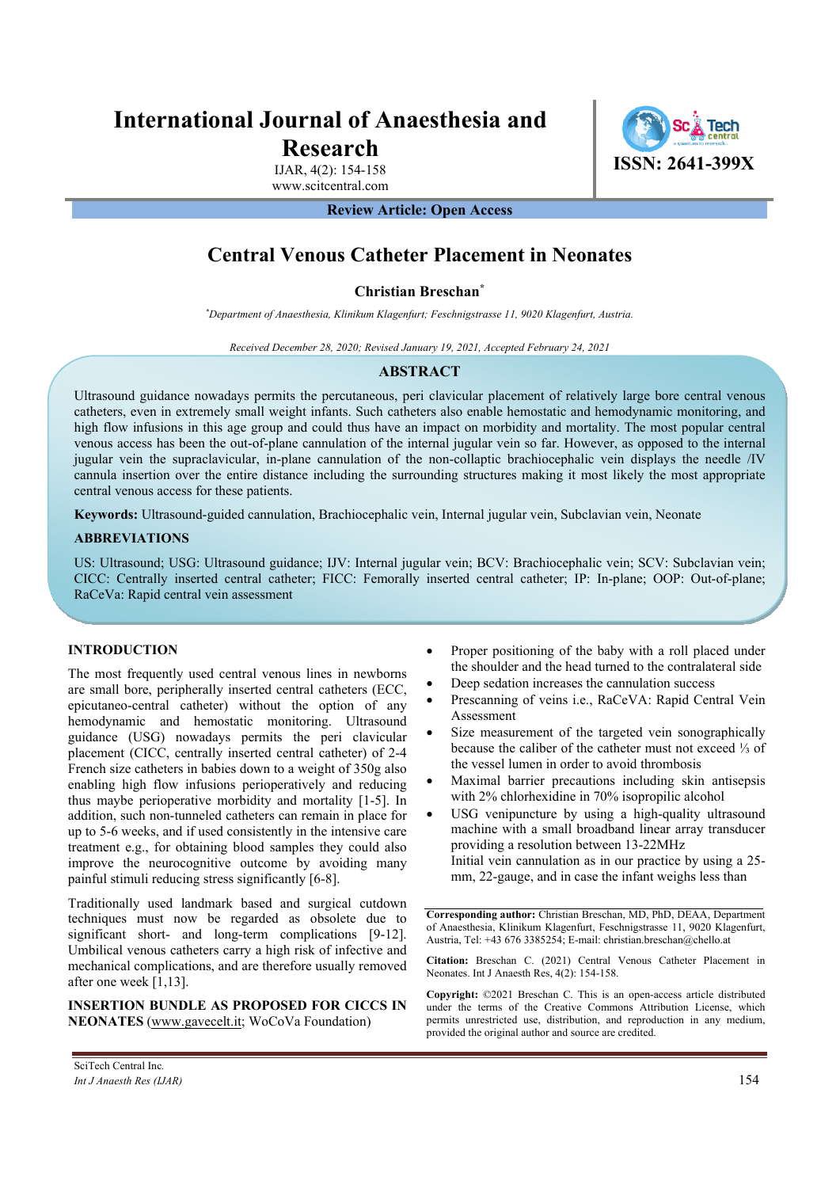# International Journal of Anaesthesia and Research

IJAR, 4(2): 154-158
www.scitcentral.com

ISSN: 2641-399X

**Review Article: Open Access**

## Central Venous Catheter Placement in Neonates

**Christian Breschan***

*\*Department of Anaesthesia, Klinikum Klagenfurt; Feschnigstrasse 11, 9020 Klagenfurt, Austria.*

*Received December 28, 2020; Revised January 19, 2021, Accepted February 24, 2021*

### ABSTRACT

Ultrasound guidance nowadays permits the percutaneous, peri clavicular placement of relatively large bore central venous catheters, even in extremely small weight infants. Such catheters also enable hemostatic and hemodynamic monitoring, and high flow infusions in this age group and could thus have an impact on morbidity and mortality. The most popular central venous access has been the out-of-plane cannulation of the internal jugular vein so far. However, as opposed to the internal jugular vein the supraclavicular, in-plane cannulation of the non-collaptic brachiocephalic vein displays the needle /IV cannula insertion over the entire distance including the surrounding structures making it most likely the most appropriate central venous access for these patients.

**Keywords:** Ultrasound-guided cannulation, Brachiocephalic vein, Internal jugular vein, Subclavian vein, Neonate

### ABBREVIATIONS

US: Ultrasound; USG: Ultrasound guidance; IJV: Internal jugular vein; BCV: Brachiocephalic vein; SCV: Subclavian vein; CICC: Centrally inserted central catheter; FICC: Femorally inserted central catheter; IP: In-plane; OOP: Out-of-plane; RaCeVa: Rapid central vein assessment

### INTRODUCTION

The most frequently used central venous lines in newborns are small bore, peripherally inserted central catheters (ECC, epicutaneo-central catheter) without the option of any hemodynamic and hemostatic monitoring. Ultrasound guidance (USG) nowadays permits the peri clavicular placement (CICC, centrally inserted central catheter) of 2-4 French size catheters in babies down to a weight of 350g also enabling high flow infusions perioperatively and reducing thus maybe perioperative morbidity and mortality [1-5]. In addition, such non-tunneled catheters can remain in place for up to 5-6 weeks, and if used consistently in the intensive care treatment e.g., for obtaining blood samples they could also improve the neurocognitive outcome by avoiding many painful stimuli reducing stress significantly [6-8].

Traditionally used landmark based and surgical cutdown techniques must now be regarded as obsolete due to significant short- and long-term complications [9-12]. Umbilical venous catheters carry a high risk of infective and mechanical complications, and are therefore usually removed after one week [1,13].

### INSERTION BUNDLE AS PROPOSED FOR CICCS IN NEONATES (www.gavecelt.it; WoCoVa Foundation)

- Proper positioning of the baby with a roll placed under the shoulder and the head turned to the contralateral side
- Deep sedation increases the cannulation success
- Prescanning of veins i.e., RaCeVA: Rapid Central Vein Assessment
- Size measurement of the targeted vein sonographically because the caliber of the catheter must not exceed ⅓ of the vessel lumen in order to avoid thrombosis
- Maximal barrier precautions including skin antisepsis with 2% chlorhexidine in 70% isopropilic alcohol
- USG venipuncture by using a high-quality ultrasound machine with a small broadband linear array transducer providing a resolution between 13-22MHz
  Initial vein cannulation as in our practice by using a 25-mm, 22-gauge, and in case the infant weighs less than

**Corresponding author:** Christian Breschan, MD, PhD, DEAA, Department of Anaesthesia, Klinikum Klagenfurt, Feschnigstrasse 11, 9020 Klagenfurt, Austria, Tel: +43 676 3385254; E-mail: christian.breschan@chello.at

**Citation:** Breschan C. (2021) Central Venous Catheter Placement in Neonates. Int J Anaesth Res, 4(2): 154-158.

**Copyright:** ©2021 Breschan C. This is an open-access article distributed under the terms of the Creative Commons Attribution License, which permits unrestricted use, distribution, and reproduction in any medium, provided the original author and source are credited.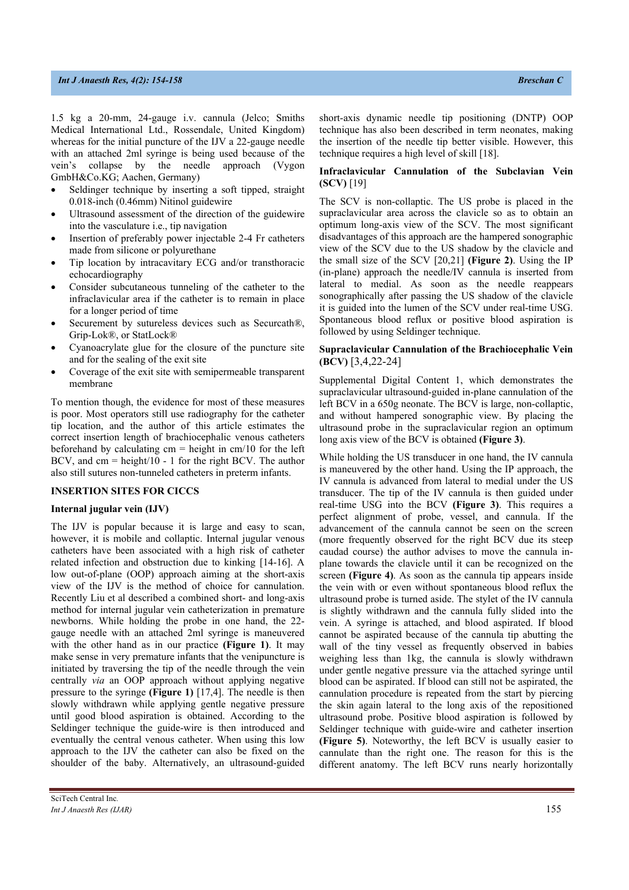1.5 kg a 20-mm, 24-gauge i.v. cannula (Jelco; Smiths Medical International Ltd., Rossendale, United Kingdom) whereas for the initial puncture of the IJV a 22-gauge needle with an attached 2ml syringe is being used because of the vein's collapse by the needle approach (Vygon GmbH&Co.KG; Aachen, Germany)

- Seldinger technique by inserting a soft tipped, straight 0.018-inch (0.46mm) Nitinol guidewire
- Ultrasound assessment of the direction of the guidewire into the vasculature i.e., tip navigation
- Insertion of preferably power injectable 2-4 Fr catheters made from silicone or polyurethane
- Tip location by intracavitary ECG and/or transthoracic echocardiography
- Consider subcutaneous tunneling of the catheter to the infraclavicular area if the catheter is to remain in place for a longer period of time
- Securement by sutureless devices such as Securcath®, Grip-Lok®, or StatLock®
- Cyanoacrylate glue for the closure of the puncture site and for the sealing of the exit site
- Coverage of the exit site with semipermeable transparent membrane

To mention though, the evidence for most of these measures is poor. Most operators still use radiography for the catheter tip location, and the author of this article estimates the correct insertion length of brachiocephalic venous catheters beforehand by calculating cm = height in cm/10 for the left BCV, and cm = height/10 - 1 for the right BCV. The author also still sutures non-tunneled catheters in preterm infants.

## INSERTION SITES FOR CICCS

### Internal jugular vein (IJV)

The IJV is popular because it is large and easy to scan, however, it is mobile and collaptic. Internal jugular venous catheters have been associated with a high risk of catheter related infection and obstruction due to kinking [14-16]. A low out-of-plane (OOP) approach aiming at the short-axis view of the IJV is the method of choice for cannulation. Recently Liu et al described a combined short- and long-axis method for internal jugular vein catheterization in premature newborns. While holding the probe in one hand, the 22-gauge needle with an attached 2ml syringe is maneuvered with the other hand as in our practice **(Figure 1)**. It may make sense in very premature infants that the venipuncture is initiated by traversing the tip of the needle through the vein centrally *via* an OOP approach without applying negative pressure to the syringe **(Figure 1)** [17,4]. The needle is then slowly withdrawn while applying gentle negative pressure until good blood aspiration is obtained. According to the Seldinger technique the guide-wire is then introduced and eventually the central venous catheter. When using this low approach to the IJV the catheter can also be fixed on the shoulder of the baby. Alternatively, an ultrasound-guided short-axis dynamic needle tip positioning (DNTP) OOP technique has also been described in term neonates, making the insertion of the needle tip better visible. However, this technique requires a high level of skill [18].

### Infraclavicular Cannulation of the Subclavian Vein (SCV) [19]

The SCV is non-collaptic. The US probe is placed in the supraclavicular area across the clavicle so as to obtain an optimum long-axis view of the SCV. The most significant disadvantages of this approach are the hampered sonographic view of the SCV due to the US shadow by the clavicle and the small size of the SCV [20,21] **(Figure 2)**. Using the IP (in-plane) approach the needle/IV cannula is inserted from lateral to medial. As soon as the needle reappears sonographically after passing the US shadow of the clavicle it is guided into the lumen of the SCV under real-time USG. Spontaneous blood reflux or positive blood aspiration is followed by using Seldinger technique.

### Supraclavicular Cannulation of the Brachiocephalic Vein (BCV) [3,4,22-24]

Supplemental Digital Content 1, which demonstrates the supraclavicular ultrasound-guided in-plane cannulation of the left BCV in a 650g neonate. The BCV is large, non-collaptic, and without hampered sonographic view. By placing the ultrasound probe in the supraclavicular region an optimum long axis view of the BCV is obtained **(Figure 3)**.

While holding the US transducer in one hand, the IV cannula is maneuvered by the other hand. Using the IP approach, the IV cannula is advanced from lateral to medial under the US transducer. The tip of the IV cannula is then guided under real-time USG into the BCV **(Figure 3)**. This requires a perfect alignment of probe, vessel, and cannula. If the advancement of the cannula cannot be seen on the screen (more frequently observed for the right BCV due its steep caudad course) the author advises to move the cannula in-plane towards the clavicle until it can be recognized on the screen **(Figure 4)**. As soon as the cannula tip appears inside the vein with or even without spontaneous blood reflux the ultrasound probe is turned aside. The stylet of the IV cannula is slightly withdrawn and the cannula fully slided into the vein. A syringe is attached, and blood aspirated. If blood cannot be aspirated because of the cannula tip abutting the wall of the tiny vessel as frequently observed in babies weighing less than 1kg, the cannula is slowly withdrawn under gentle negative pressure via the attached syringe until blood can be aspirated. If blood can still not be aspirated, the cannulation procedure is repeated from the start by piercing the skin again lateral to the long axis of the repositioned ultrasound probe. Positive blood aspiration is followed by Seldinger technique with guide-wire and catheter insertion **(Figure 5)**. Noteworthy, the left BCV is usually easier to cannulate than the right one. The reason for this is the different anatomy. The left BCV runs nearly horizontally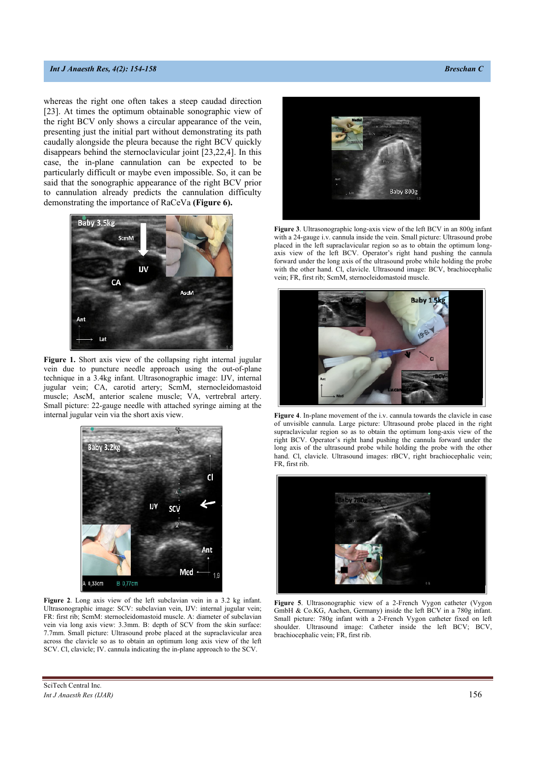whereas the right one often takes a steep caudad direction [23]. At times the optimum obtainable sonographic view of the right BCV only shows a circular appearance of the vein, presenting just the initial part without demonstrating its path caudally alongside the pleura because the right BCV quickly disappears behind the sternoclavicular joint [23,22,4]. In this case, the in-plane cannulation can be expected to be particularly difficult or maybe even impossible. So, it can be said that the sonographic appearance of the right BCV prior to cannulation already predicts the cannulation difficulty demonstrating the importance of RaCeVa **(Figure 6).**

**Figure 1.** Short axis view of the collapsing right internal jugular vein due to puncture needle approach using the out-of-plane technique in a 3.4kg infant. Ultrasonographic image: IJV, internal jugular vein; CA, carotid artery; ScmM, sternocleidomastoid muscle; AscM, anterior scalene muscle; VA, vertrebral artery. Small picture: 22-gauge needle with attached syringe aiming at the internal jugular vein via the short axis view.

**Figure 2**. Long axis view of the left subclavian vein in a 3.2 kg infant. Ultrasonographic image: SCV: subclavian vein, IJV: internal jugular vein; FR: first rib; ScmM: sternocleidomastoid muscle. A: diameter of subclavian vein via long axis view: 3.3mm. B: depth of SCV from the skin surface: 7.7mm. Small picture: Ultrasound probe placed at the supraclavicular area across the clavicle so as to obtain an optimum long axis view of the left SCV. Cl, clavicle; IV. cannula indicating the in-plane approach to the SCV.

**Figure 3**. Ultrasonographic long-axis view of the left BCV in an 800g infant with a 24-gauge i.v. cannula inside the vein. Small picture: Ultrasound probe placed in the left supraclavicular region so as to obtain the optimum long-axis view of the left BCV. Operator's right hand pushing the cannula forward under the long axis of the ultrasound probe while holding the probe with the other hand. Cl, clavicle. Ultrasound image: BCV, brachiocephalic vein; FR, first rib; ScmM, sternocleidomastoid muscle.

**Figure 4**. In-plane movement of the i.v. cannula towards the clavicle in case of unvisible cannula. Large picture: Ultrasound probe placed in the right supraclavicular region so as to obtain the optimum long-axis view of the right BCV. Operator's right hand pushing the cannula forward under the long axis of the ultrasound probe while holding the probe with the other hand. Cl, clavicle. Ultrasound images: rBCV, right brachiocephalic vein; FR, first rib.

**Figure 5**. Ultrasonographic view of a 2-French Vygon catheter (Vygon GmbH & Co.KG, Aachen, Germany) inside the left BCV in a 780g infant. Small picture: 780g infant with a 2-French Vygon catheter fixed on left shoulder. Ultrasound image: Catheter inside the left BCV; BCV, brachiocephalic vein; FR, first rib.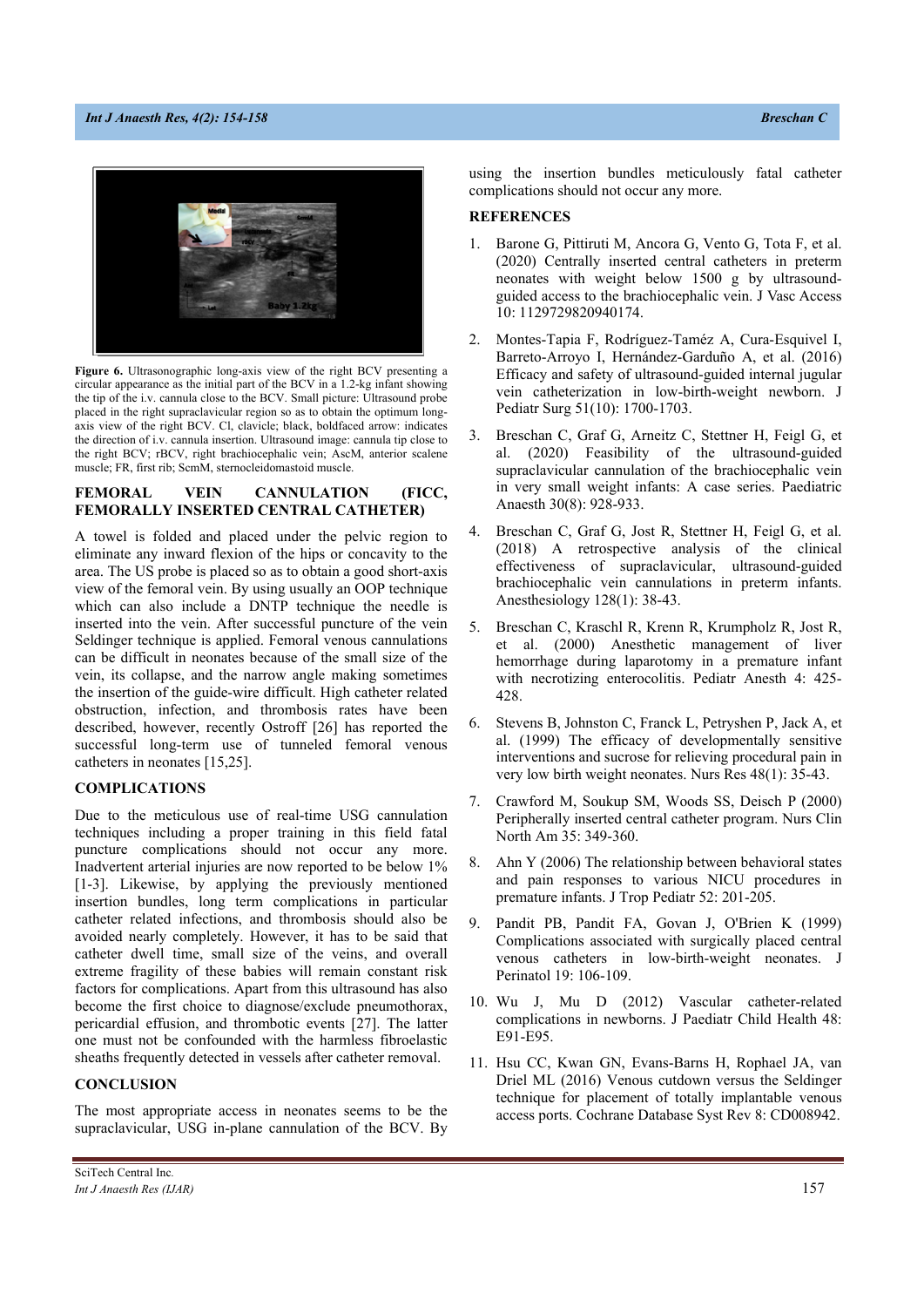**Figure 6.** Ultrasonographic long-axis view of the right BCV presenting a circular appearance as the initial part of the BCV in a 1.2-kg infant showing the tip of the i.v. cannula close to the BCV. Small picture: Ultrasound probe placed in the right supraclavicular region so as to obtain the optimum long-axis view of the right BCV. Cl, clavicle; black, boldfaced arrow: indicates the direction of i.v. cannula insertion. Ultrasound image: cannula tip close to the right BCV; rBCV, right brachiocephalic vein; AscM, anterior scalene muscle; FR, first rib; ScmM, sternocleidomastoid muscle.

## FEMORAL VEIN CANNULATION (FICC, FEMORALLY INSERTED CENTRAL CATHETER)

A towel is folded and placed under the pelvic region to eliminate any inward flexion of the hips or concavity to the area. The US probe is placed so as to obtain a good short-axis view of the femoral vein. By using usually an OOP technique which can also include a DNTP technique the needle is inserted into the vein. After successful puncture of the vein Seldinger technique is applied. Femoral venous cannulations can be difficult in neonates because of the small size of the vein, its collapse, and the narrow angle making sometimes the insertion of the guide-wire difficult. High catheter related obstruction, infection, and thrombosis rates have been described, however, recently Ostroff [26] has reported the successful long-term use of tunneled femoral venous catheters in neonates [15,25].

## COMPLICATIONS

Due to the meticulous use of real-time USG cannulation techniques including a proper training in this field fatal puncture complications should not occur any more. Inadvertent arterial injuries are now reported to be below 1% [1-3]. Likewise, by applying the previously mentioned insertion bundles, long term complications in particular catheter related infections, and thrombosis should also be avoided nearly completely. However, it has to be said that catheter dwell time, small size of the veins, and overall extreme fragility of these babies will remain constant risk factors for complications. Apart from this ultrasound has also become the first choice to diagnose/exclude pneumothorax, pericardial effusion, and thrombotic events [27]. The latter one must not be confounded with the harmless fibroelastic sheaths frequently detected in vessels after catheter removal.

## CONCLUSION

The most appropriate access in neonates seems to be the supraclavicular, USG in-plane cannulation of the BCV. By using the insertion bundles meticulously fatal catheter complications should not occur any more.

## REFERENCES

1. Barone G, Pittiruti M, Ancora G, Vento G, Tota F, et al. (2020) Centrally inserted central catheters in preterm neonates with weight below 1500 g by ultrasound-guided access to the brachiocephalic vein. J Vasc Access 10: 1129729820940174.
2. Montes-Tapia F, Rodríguez-Taméz A, Cura-Esquivel I, Barreto-Arroyo I, Hernández-Garduño A, et al. (2016) Efficacy and safety of ultrasound-guided internal jugular vein catheterization in low-birth-weight newborn. J Pediatr Surg 51(10): 1700-1703.
3. Breschan C, Graf G, Arneitz C, Stettner H, Feigl G, et al. (2020) Feasibility of the ultrasound-guided supraclavicular cannulation of the brachiocephalic vein in very small weight infants: A case series. Paediatric Anaesth 30(8): 928-933.
4. Breschan C, Graf G, Jost R, Stettner H, Feigl G, et al. (2018) A retrospective analysis of the clinical effectiveness of supraclavicular, ultrasound-guided brachiocephalic vein cannulations in preterm infants. Anesthesiology 128(1): 38-43.
5. Breschan C, Kraschl R, Krenn R, Krumpholz R, Jost R, et al. (2000) Anesthetic management of liver hemorrhage during laparotomy in a premature infant with necrotizing enterocolitis. Pediatr Anesth 4: 425-428.
6. Stevens B, Johnston C, Franck L, Petryshen P, Jack A, et al. (1999) The efficacy of developmentally sensitive interventions and sucrose for relieving procedural pain in very low birth weight neonates. Nurs Res 48(1): 35-43.
7. Crawford M, Soukup SM, Woods SS, Deisch P (2000) Peripherally inserted central catheter program. Nurs Clin North Am 35: 349-360.
8. Ahn Y (2006) The relationship between behavioral states and pain responses to various NICU procedures in premature infants. J Trop Pediatr 52: 201-205.
9. Pandit PB, Pandit FA, Govan J, O'Brien K (1999) Complications associated with surgically placed central venous catheters in low-birth-weight neonates. J Perinatol 19: 106-109.
10. Wu J, Mu D (2012) Vascular catheter-related complications in newborns. J Paediatr Child Health 48: E91-E95.
11. Hsu CC, Kwan GN, Evans-Barns H, Rophael JA, van Driel ML (2016) Venous cutdown versus the Seldinger technique for placement of totally implantable venous access ports. Cochrane Database Syst Rev 8: CD008942.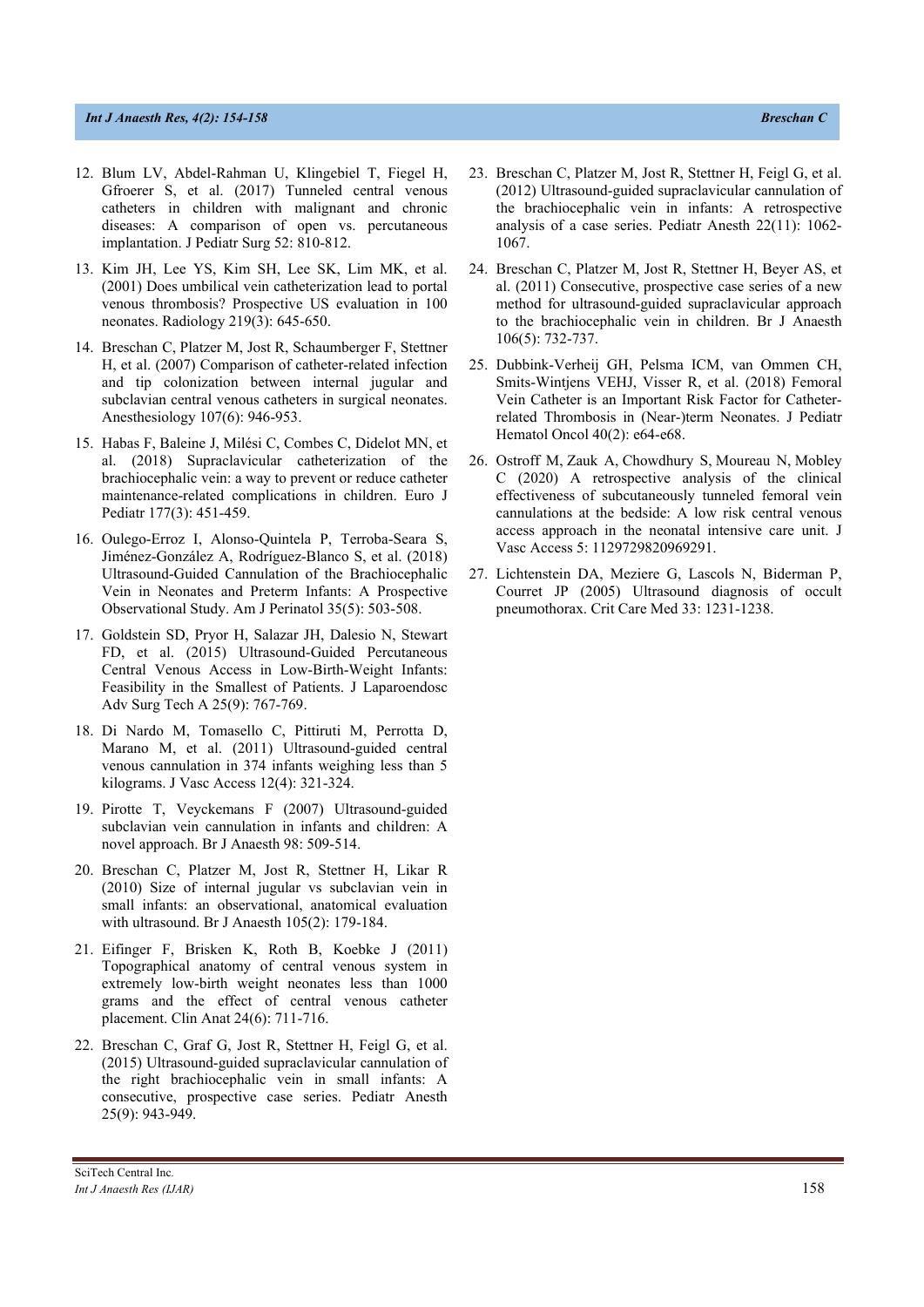12. Blum LV, Abdel-Rahman U, Klingebiel T, Fiegel H, Gfroerer S, et al. (2017) Tunneled central venous catheters in children with malignant and chronic diseases: A comparison of open vs. percutaneous implantation. J Pediatr Surg 52: 810-812.

13. Kim JH, Lee YS, Kim SH, Lee SK, Lim MK, et al. (2001) Does umbilical vein catheterization lead to portal venous thrombosis? Prospective US evaluation in 100 neonates. Radiology 219(3): 645-650.

14. Breschan C, Platzer M, Jost R, Schaumberger F, Stettner H, et al. (2007) Comparison of catheter-related infection and tip colonization between internal jugular and subclavian central venous catheters in surgical neonates. Anesthesiology 107(6): 946-953.

15. Habas F, Baleine J, Milési C, Combes C, Didelot MN, et al. (2018) Supraclavicular catheterization of the brachiocephalic vein: a way to prevent or reduce catheter maintenance-related complications in children. Euro J Pediatr 177(3): 451-459.

16. Oulego-Erroz I, Alonso-Quintela P, Terroba-Seara S, Jiménez-González A, Rodríguez-Blanco S, et al. (2018) Ultrasound-Guided Cannulation of the Brachiocephalic Vein in Neonates and Preterm Infants: A Prospective Observational Study. Am J Perinatol 35(5): 503-508.

17. Goldstein SD, Pryor H, Salazar JH, Dalesio N, Stewart FD, et al. (2015) Ultrasound-Guided Percutaneous Central Venous Access in Low-Birth-Weight Infants: Feasibility in the Smallest of Patients. J Laparoendosc Adv Surg Tech A 25(9): 767-769.

18. Di Nardo M, Tomasello C, Pittiruti M, Perrotta D, Marano M, et al. (2011) Ultrasound-guided central venous cannulation in 374 infants weighing less than 5 kilograms. J Vasc Access 12(4): 321-324.

19. Pirotte T, Veyckemans F (2007) Ultrasound-guided subclavian vein cannulation in infants and children: A novel approach. Br J Anaesth 98: 509-514.

20. Breschan C, Platzer M, Jost R, Stettner H, Likar R (2010) Size of internal jugular vs subclavian vein in small infants: an observational, anatomical evaluation with ultrasound. Br J Anaesth 105(2): 179-184.

21. Eifinger F, Brisken K, Roth B, Koebke J (2011) Topographical anatomy of central venous system in extremely low-birth weight neonates less than 1000 grams and the effect of central venous catheter placement. Clin Anat 24(6): 711-716.

22. Breschan C, Graf G, Jost R, Stettner H, Feigl G, et al. (2015) Ultrasound-guided supraclavicular cannulation of the right brachiocephalic vein in small infants: A consecutive, prospective case series. Pediatr Anesth 25(9): 943-949.

23. Breschan C, Platzer M, Jost R, Stettner H, Feigl G, et al. (2012) Ultrasound-guided supraclavicular cannulation of the brachiocephalic vein in infants: A retrospective analysis of a case series. Pediatr Anesth 22(11): 1062-1067.

24. Breschan C, Platzer M, Jost R, Stettner H, Beyer AS, et al. (2011) Consecutive, prospective case series of a new method for ultrasound-guided supraclavicular approach to the brachiocephalic vein in children. Br J Anaesth 106(5): 732-737.

25. Dubbink-Verheij GH, Pelsma ICM, van Ommen CH, Smits-Wintjens VEHJ, Visser R, et al. (2018) Femoral Vein Catheter is an Important Risk Factor for Catheter-related Thrombosis in (Near-)term Neonates. J Pediatr Hematol Oncol 40(2): e64-e68.

26. Ostroff M, Zauk A, Chowdhury S, Moureau N, Mobley C (2020) A retrospective analysis of the clinical effectiveness of subcutaneously tunneled femoral vein cannulations at the bedside: A low risk central venous access approach in the neonatal intensive care unit. J Vasc Access 5: 1129729820969291.

27. Lichtenstein DA, Meziere G, Lascols N, Biderman P, Courret JP (2005) Ultrasound diagnosis of occult pneumothorax. Crit Care Med 33: 1231-1238.